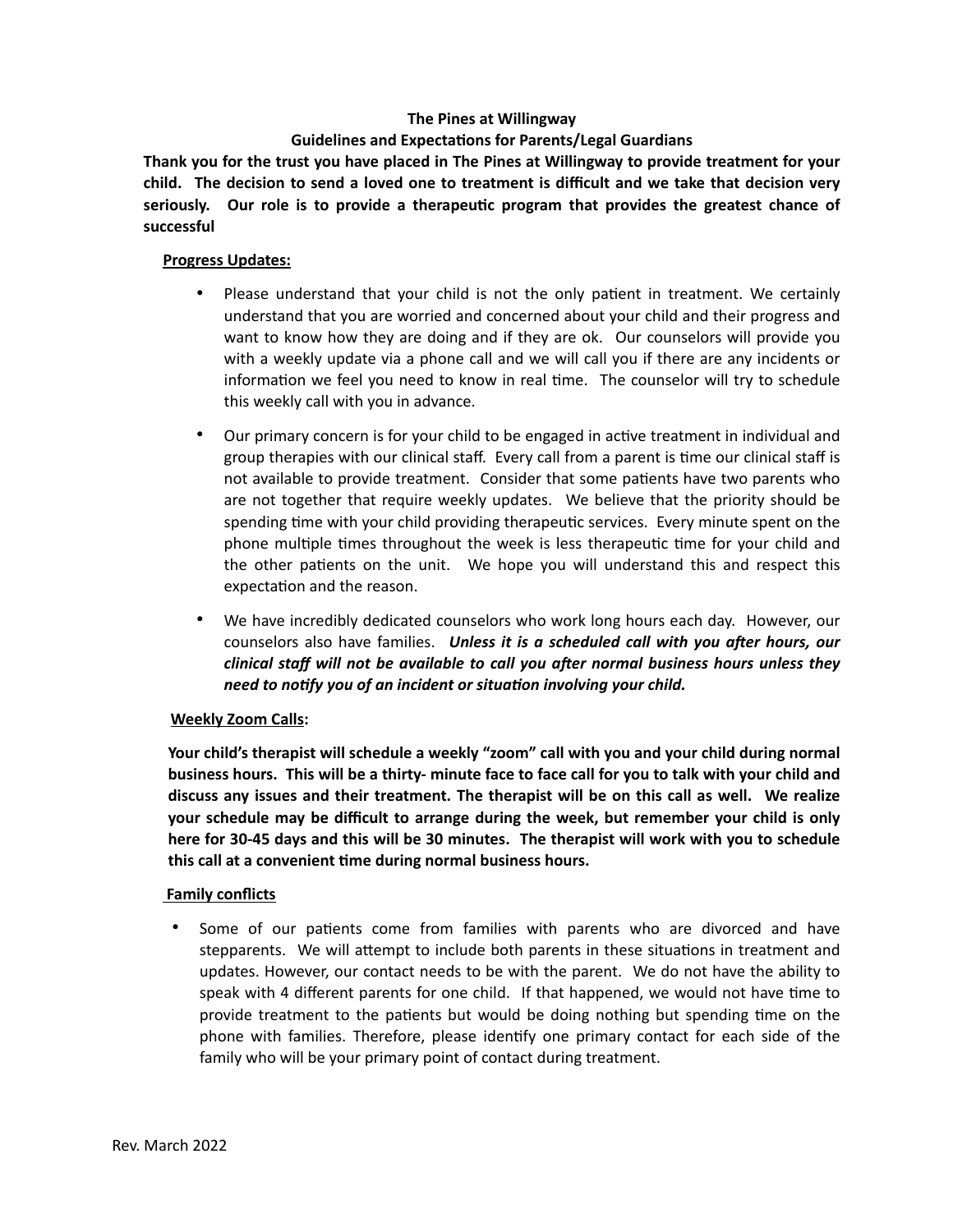**The Pines at Willingway**

**Guidelines and Expectations for Parents/Legal Guardians**

**Thank you for the trust you have placed in The Pines at Willingway to provide treatment for your child. The decision to send a loved one to treatment is difficult and we take that decision very seriously. Our role is to provide a therapeutic program that provides the greatest chance of successful**

**Progress Updates:**

- Please understand that your child is not the only patient in treatment. We certainly understand that you are worried and concerned about your child and their progress and want to know how they are doing and if they are ok. Our counselors will provide you with a weekly update via a phone call and we will call you if there are any incidents or information we feel you need to know in real time. The counselor will try to schedule this weekly call with you in advance.
- Our primary concern is for your child to be engaged in active treatment in individual and group therapies with our clinical staff. Every call from a parent is time our clinical staff is not available to provide treatment. Consider that some patients have two parents who are not together that require weekly updates. We believe that the priority should be spending time with your child providing therapeutic services. Every minute spent on the phone multiple times throughout the week is less therapeutic time for your child and the other patients on the unit. We hope you will understand this and respect this expectation and the reason.
- We have incredibly dedicated counselors who work long hours each day. However, our counselors also have families. ***Unless it is a scheduled call with you after hours, our clinical staff will not be available to call you after normal business hours unless they need to notify you of an incident or situation involving your child.***

**Weekly Zoom Calls:**

**Your child's therapist will schedule a weekly "zoom" call with you and your child during normal business hours. This will be a thirty- minute face to face call for you to talk with your child and discuss any issues and their treatment. The therapist will be on this call as well. We realize your schedule may be difficult to arrange during the week, but remember your child is only here for 30-45 days and this will be 30 minutes. The therapist will work with you to schedule this call at a convenient time during normal business hours.**

**Family conflicts**

- Some of our patients come from families with parents who are divorced and have stepparents. We will attempt to include both parents in these situations in treatment and updates. However, our contact needs to be with the parent. We do not have the ability to speak with 4 different parents for one child. If that happened, we would not have time to provide treatment to the patients but would be doing nothing but spending time on the phone with families. Therefore, please identify one primary contact for each side of the family who will be your primary point of contact during treatment.

Rev. March 2022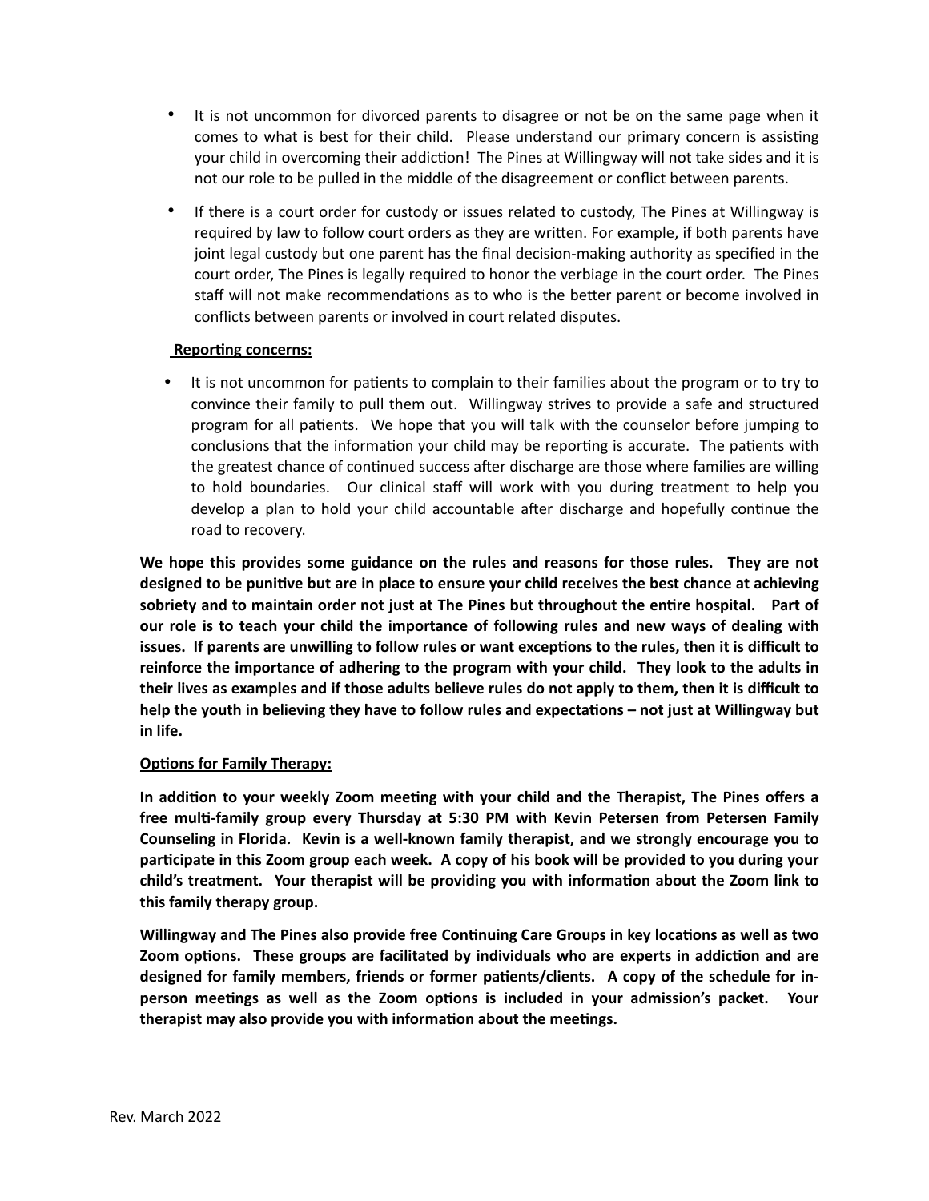- It is not uncommon for divorced parents to disagree or not be on the same page when it comes to what is best for their child. Please understand our primary concern is assisting your child in overcoming their addiction! The Pines at Willingway will not take sides and it is not our role to be pulled in the middle of the disagreement or conflict between parents.
- If there is a court order for custody or issues related to custody, The Pines at Willingway is required by law to follow court orders as they are written. For example, if both parents have joint legal custody but one parent has the final decision-making authority as specified in the court order, The Pines is legally required to honor the verbiage in the court order. The Pines staff will not make recommendations as to who is the better parent or become involved in conflicts between parents or involved in court related disputes.

**Reporting concerns:**

- It is not uncommon for patients to complain to their families about the program or to try to convince their family to pull them out. Willingway strives to provide a safe and structured program for all patients. We hope that you will talk with the counselor before jumping to conclusions that the information your child may be reporting is accurate. The patients with the greatest chance of continued success after discharge are those where families are willing to hold boundaries. Our clinical staff will work with you during treatment to help you develop a plan to hold your child accountable after discharge and hopefully continue the road to recovery.

**We hope this provides some guidance on the rules and reasons for those rules. They are not designed to be punitive but are in place to ensure your child receives the best chance at achieving sobriety and to maintain order not just at The Pines but throughout the entire hospital. Part of our role is to teach your child the importance of following rules and new ways of dealing with issues. If parents are unwilling to follow rules or want exceptions to the rules, then it is difficult to reinforce the importance of adhering to the program with your child. They look to the adults in their lives as examples and if those adults believe rules do not apply to them, then it is difficult to help the youth in believing they have to follow rules and expectations – not just at Willingway but in life.**

**Options for Family Therapy:**

**In addition to your weekly Zoom meeting with your child and the Therapist, The Pines offers a free multi-family group every Thursday at 5:30 PM with Kevin Petersen from Petersen Family Counseling in Florida. Kevin is a well-known family therapist, and we strongly encourage you to participate in this Zoom group each week. A copy of his book will be provided to you during your child's treatment. Your therapist will be providing you with information about the Zoom link to this family therapy group.**

**Willingway and The Pines also provide free Continuing Care Groups in key locations as well as two Zoom options. These groups are facilitated by individuals who are experts in addiction and are designed for family members, friends or former patients/clients. A copy of the schedule for in-person meetings as well as the Zoom options is included in your admission's packet. Your therapist may also provide you with information about the meetings.**

Rev. March 2022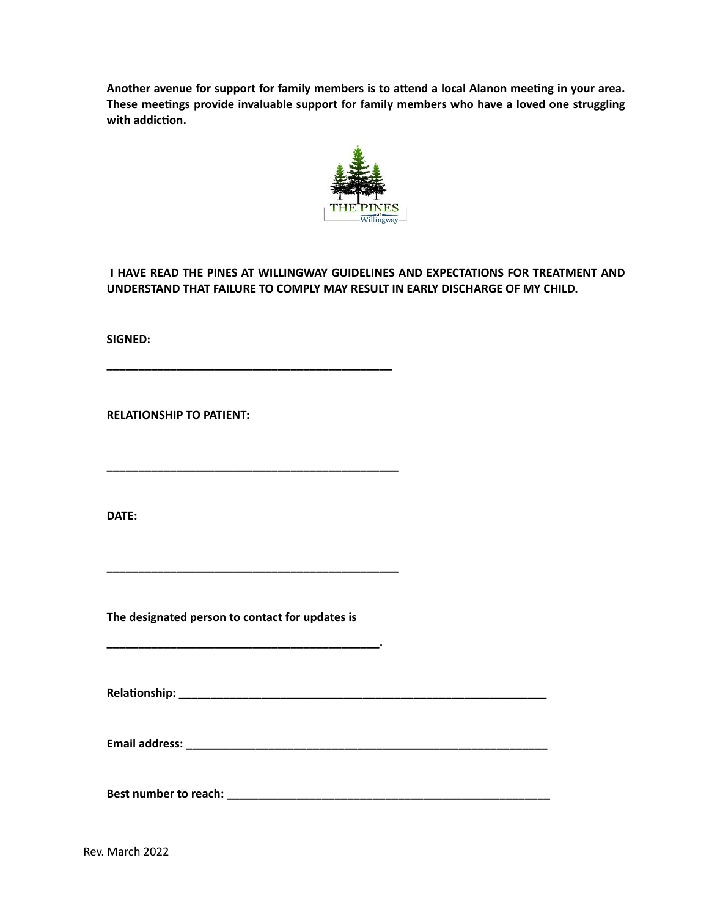**Another avenue for support for family members is to attend a local Alanon meeting in your area. These meetings provide invaluable support for family members who have a loved one struggling with addiction.**

**I HAVE READ THE PINES AT WILLINGWAY GUIDELINES AND EXPECTATIONS FOR TREATMENT AND UNDERSTAND THAT FAILURE TO COMPLY MAY RESULT IN EARLY DISCHARGE OF MY CHILD.**

**SIGNED:**

**_______________________________________________**

**RELATIONSHIP TO PATIENT:**

**________________________________________________**

**DATE:**

**________________________________________________**

**The designated person to contact for updates is**

**_____________________________________________.**

**Relationship: _____________________________________________________________**

**Email address: ____________________________________________________________**

**Best number to reach: ______________________________________________________**

Rev. March 2022